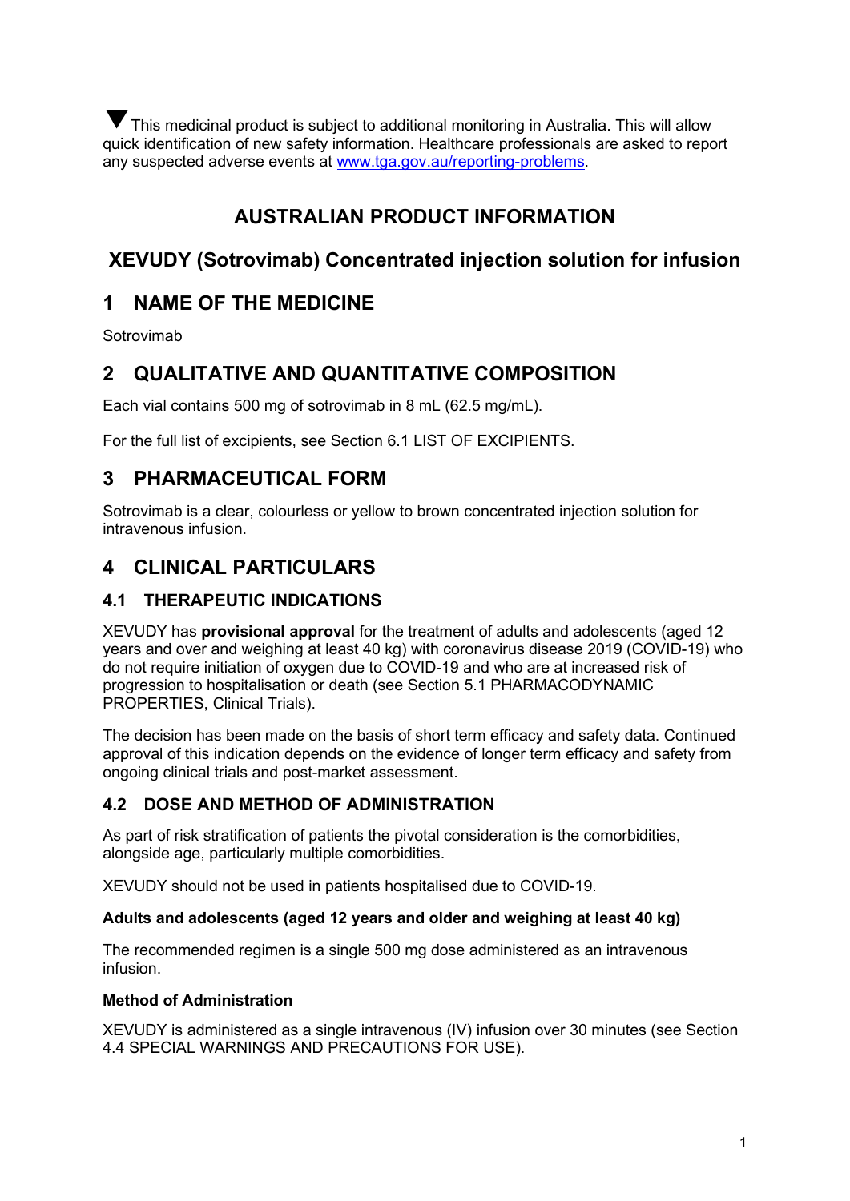▼ This medicinal product is subject to additional monitoring in Australia. This will allow quick identification of new safety information. Healthcare professionals are asked to report any suspected adverse events at [www.tga.gov.au/reporting-problems](http://www.tga.gov.au/reporting-problems).

# AUSTRALIAN PRODUCT INFORMATION

# XEVUDY (Sotrovimab) Concentrated injection solution for infusion

## 1 NAME OF THE MEDICINE

Sotrovimab

## 2 QUALITATIVE AND QUANTITATIVE COMPOSITION

Each vial contains 500 mg of sotrovimab in 8 mL (62.5 mg/mL).

For the full list of excipients, see Section 6.1 LIST OF EXCIPIENTS.

## 3 PHARMACEUTICAL FORM

Sotrovimab is a clear, colourless or yellow to brown concentrated injection solution for intravenous infusion.

## 4 CLINICAL PARTICULARS

### 4.1 THERAPEUTIC INDICATIONS

XEVUDY has **provisional approval** for the treatment of adults and adolescents (aged 12 years and over and weighing at least 40 kg) with coronavirus disease 2019 (COVID-19) who do not require initiation of oxygen due to COVID-19 and who are at increased risk of progression to hospitalisation or death (see Section 5.1 PHARMACODYNAMIC PROPERTIES, Clinical Trials).

The decision has been made on the basis of short term efficacy and safety data. Continued approval of this indication depends on the evidence of longer term efficacy and safety from ongoing clinical trials and post-market assessment.

### 4.2 DOSE AND METHOD OF ADMINISTRATION

As part of risk stratification of patients the pivotal consideration is the comorbidities, alongside age, particularly multiple comorbidities.

XEVUDY should not be used in patients hospitalised due to COVID-19.

**Adults and adolescents (aged 12 years and older and weighing at least 40 kg)**

The recommended regimen is a single 500 mg dose administered as an intravenous infusion.

**Method of Administration**

XEVUDY is administered as a single intravenous (IV) infusion over 30 minutes (see Section 4.4 SPECIAL WARNINGS AND PRECAUTIONS FOR USE).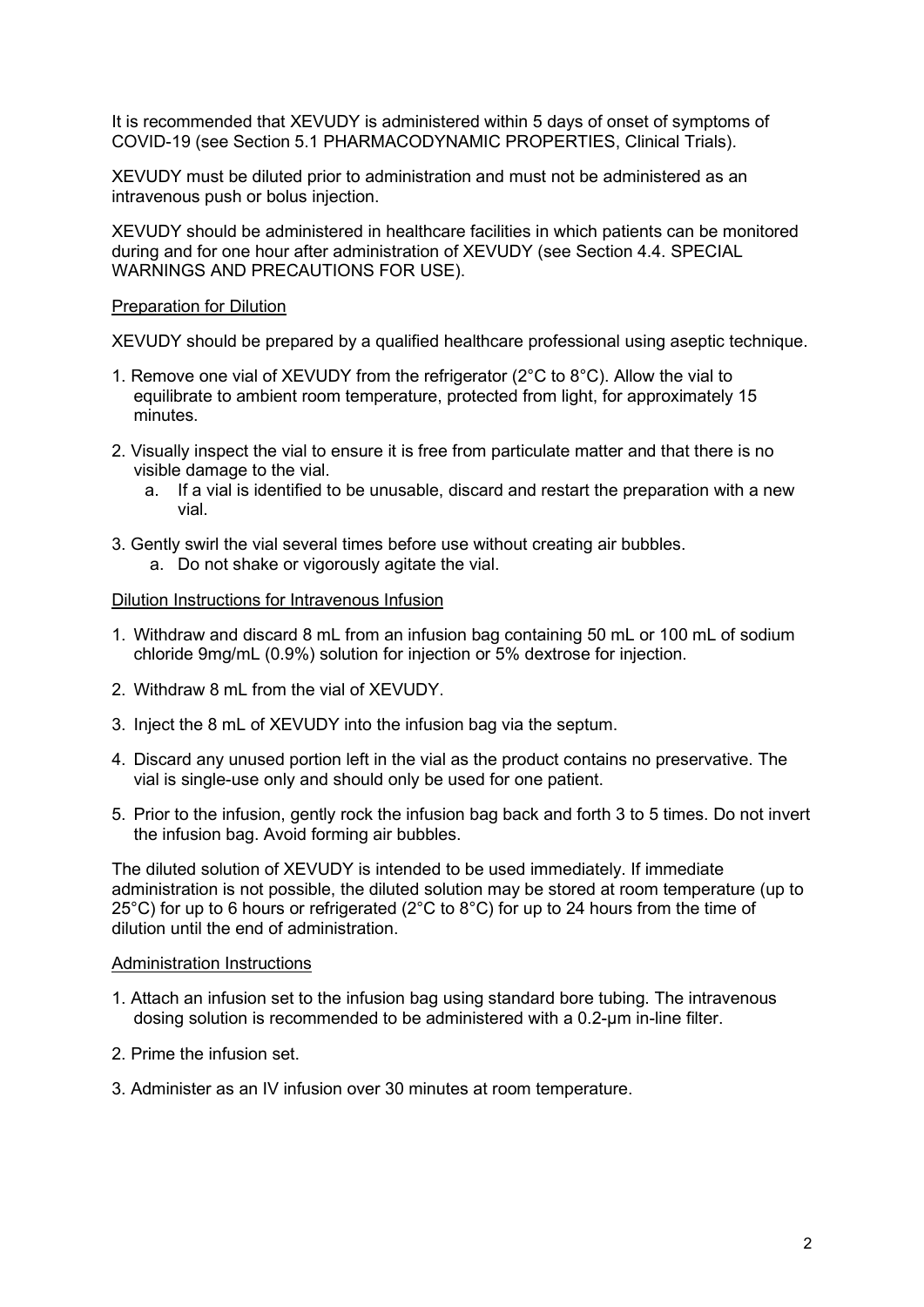It is recommended that XEVUDY is administered within 5 days of onset of symptoms of COVID-19 (see Section 5.1 PHARMACODYNAMIC PROPERTIES, Clinical Trials).

XEVUDY must be diluted prior to administration and must not be administered as an intravenous push or bolus injection.

XEVUDY should be administered in healthcare facilities in which patients can be monitored during and for one hour after administration of XEVUDY (see Section 4.4. SPECIAL WARNINGS AND PRECAUTIONS FOR USE).

Preparation for Dilution

XEVUDY should be prepared by a qualified healthcare professional using aseptic technique.

1. Remove one vial of XEVUDY from the refrigerator (2°C to 8°C). Allow the vial to equilibrate to ambient room temperature, protected from light, for approximately 15 minutes.
2. Visually inspect the vial to ensure it is free from particulate matter and that there is no visible damage to the vial.
   a. If a vial is identified to be unusable, discard and restart the preparation with a new vial.
3. Gently swirl the vial several times before use without creating air bubbles.
   a. Do not shake or vigorously agitate the vial.

Dilution Instructions for Intravenous Infusion

1. Withdraw and discard 8 mL from an infusion bag containing 50 mL or 100 mL of sodium chloride 9mg/mL (0.9%) solution for injection or 5% dextrose for injection.
2. Withdraw 8 mL from the vial of XEVUDY.
3. Inject the 8 mL of XEVUDY into the infusion bag via the septum.
4. Discard any unused portion left in the vial as the product contains no preservative. The vial is single-use only and should only be used for one patient.
5. Prior to the infusion, gently rock the infusion bag back and forth 3 to 5 times. Do not invert the infusion bag. Avoid forming air bubbles.

The diluted solution of XEVUDY is intended to be used immediately. If immediate administration is not possible, the diluted solution may be stored at room temperature (up to 25°C) for up to 6 hours or refrigerated (2°C to 8°C) for up to 24 hours from the time of dilution until the end of administration.

Administration Instructions

1. Attach an infusion set to the infusion bag using standard bore tubing. The intravenous dosing solution is recommended to be administered with a 0.2-μm in-line filter.
2. Prime the infusion set.
3. Administer as an IV infusion over 30 minutes at room temperature.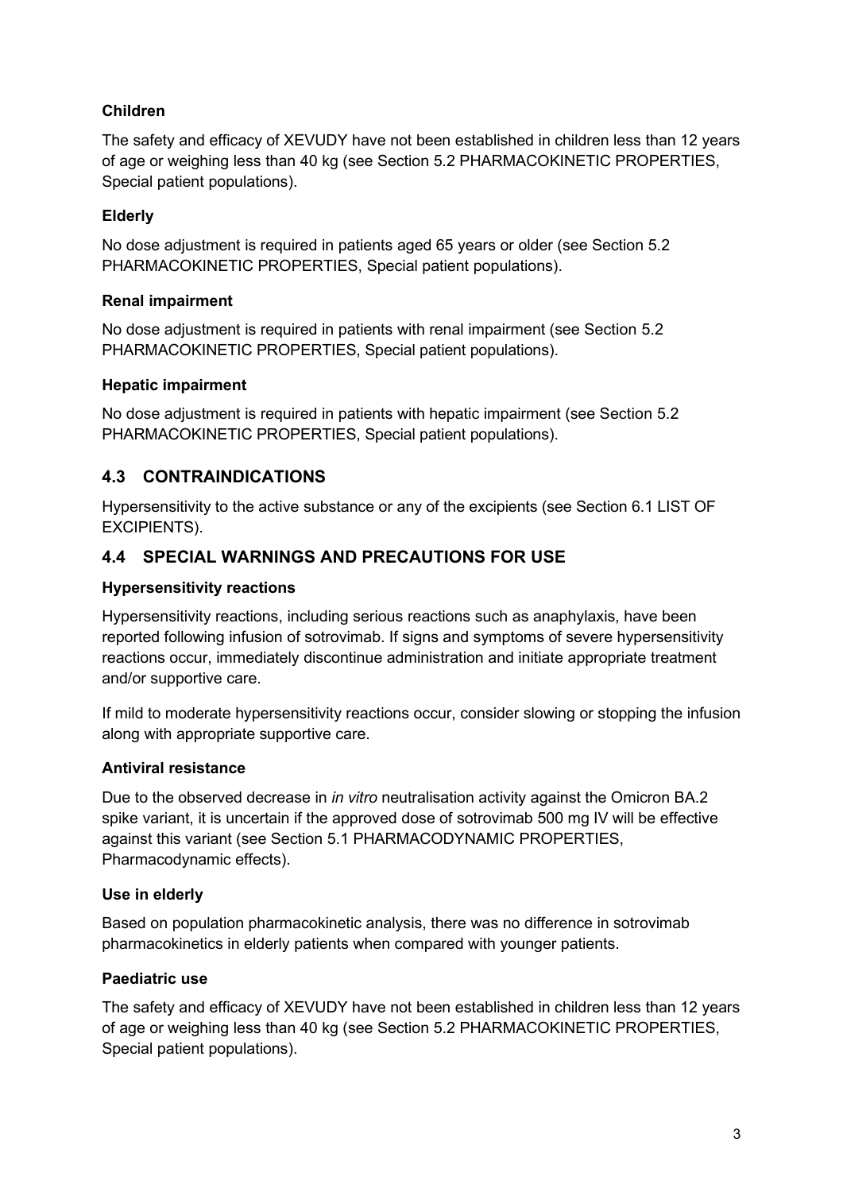### Children

The safety and efficacy of XEVUDY have not been established in children less than 12 years of age or weighing less than 40 kg (see Section 5.2 PHARMACOKINETIC PROPERTIES, Special patient populations).

### Elderly

No dose adjustment is required in patients aged 65 years or older (see Section 5.2 PHARMACOKINETIC PROPERTIES, Special patient populations).

### Renal impairment

No dose adjustment is required in patients with renal impairment (see Section 5.2 PHARMACOKINETIC PROPERTIES, Special patient populations).

### Hepatic impairment

No dose adjustment is required in patients with hepatic impairment (see Section 5.2 PHARMACOKINETIC PROPERTIES, Special patient populations).

## 4.3 CONTRAINDICATIONS

Hypersensitivity to the active substance or any of the excipients (see Section 6.1 LIST OF EXCIPIENTS).

## 4.4 SPECIAL WARNINGS AND PRECAUTIONS FOR USE

### Hypersensitivity reactions

Hypersensitivity reactions, including serious reactions such as anaphylaxis, have been reported following infusion of sotrovimab. If signs and symptoms of severe hypersensitivity reactions occur, immediately discontinue administration and initiate appropriate treatment and/or supportive care.

If mild to moderate hypersensitivity reactions occur, consider slowing or stopping the infusion along with appropriate supportive care.

### Antiviral resistance

Due to the observed decrease in *in vitro* neutralisation activity against the Omicron BA.2 spike variant, it is uncertain if the approved dose of sotrovimab 500 mg IV will be effective against this variant (see Section 5.1 PHARMACODYNAMIC PROPERTIES, Pharmacodynamic effects).

### Use in elderly

Based on population pharmacokinetic analysis, there was no difference in sotrovimab pharmacokinetics in elderly patients when compared with younger patients.

### Paediatric use

The safety and efficacy of XEVUDY have not been established in children less than 12 years of age or weighing less than 40 kg (see Section 5.2 PHARMACOKINETIC PROPERTIES, Special patient populations).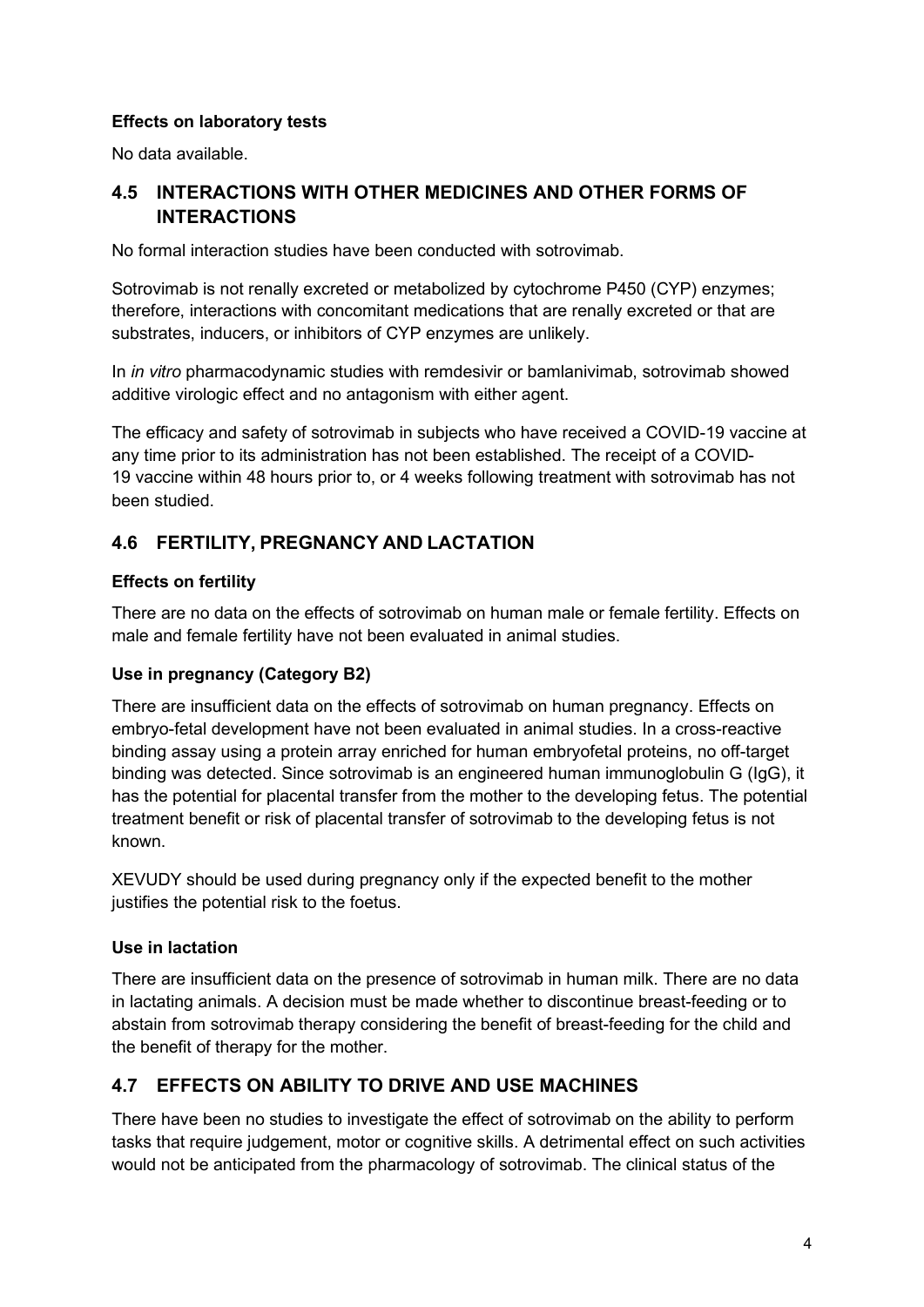#### Effects on laboratory tests

No data available.

## 4.5 INTERACTIONS WITH OTHER MEDICINES AND OTHER FORMS OF INTERACTIONS

No formal interaction studies have been conducted with sotrovimab.

Sotrovimab is not renally excreted or metabolized by cytochrome P450 (CYP) enzymes; therefore, interactions with concomitant medications that are renally excreted or that are substrates, inducers, or inhibitors of CYP enzymes are unlikely.

In *in vitro* pharmacodynamic studies with remdesivir or bamlanivimab, sotrovimab showed additive virologic effect and no antagonism with either agent.

The efficacy and safety of sotrovimab in subjects who have received a COVID-19 vaccine at any time prior to its administration has not been established. The receipt of a COVID-19 vaccine within 48 hours prior to, or 4 weeks following treatment with sotrovimab has not been studied.

## 4.6 FERTILITY, PREGNANCY AND LACTATION

#### Effects on fertility

There are no data on the effects of sotrovimab on human male or female fertility. Effects on male and female fertility have not been evaluated in animal studies.

#### Use in pregnancy (Category B2)

There are insufficient data on the effects of sotrovimab on human pregnancy. Effects on embryo-fetal development have not been evaluated in animal studies. In a cross-reactive binding assay using a protein array enriched for human embryofetal proteins, no off-target binding was detected. Since sotrovimab is an engineered human immunoglobulin G (IgG), it has the potential for placental transfer from the mother to the developing fetus. The potential treatment benefit or risk of placental transfer of sotrovimab to the developing fetus is not known.

XEVUDY should be used during pregnancy only if the expected benefit to the mother justifies the potential risk to the foetus.

#### Use in lactation

There are insufficient data on the presence of sotrovimab in human milk. There are no data in lactating animals. A decision must be made whether to discontinue breast-feeding or to abstain from sotrovimab therapy considering the benefit of breast-feeding for the child and the benefit of therapy for the mother.

## 4.7 EFFECTS ON ABILITY TO DRIVE AND USE MACHINES

There have been no studies to investigate the effect of sotrovimab on the ability to perform tasks that require judgement, motor or cognitive skills. A detrimental effect on such activities would not be anticipated from the pharmacology of sotrovimab. The clinical status of the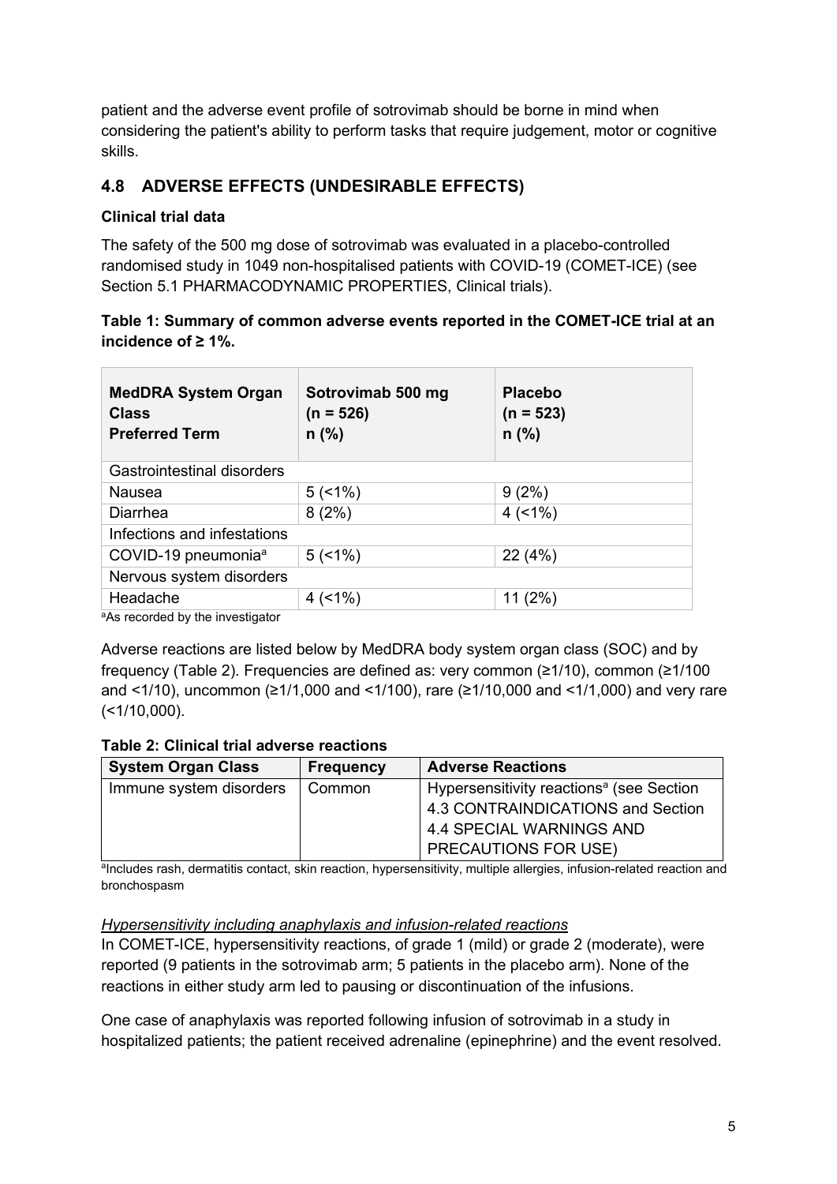patient and the adverse event profile of sotrovimab should be borne in mind when considering the patient's ability to perform tasks that require judgement, motor or cognitive skills.

## 4.8 ADVERSE EFFECTS (UNDESIRABLE EFFECTS)

**Clinical trial data**

The safety of the 500 mg dose of sotrovimab was evaluated in a placebo-controlled randomised study in 1049 non-hospitalised patients with COVID-19 (COMET-ICE) (see Section 5.1 PHARMACODYNAMIC PROPERTIES, Clinical trials).

**Table 1: Summary of common adverse events reported in the COMET-ICE trial at an incidence of ≥ 1%.**

| MedDRA System Organ Class<br>Preferred Term | Sotrovimab 500 mg<br>(n = 526)<br>n (%) | Placebo<br>(n = 523)<br>n (%) |
|---|---|---|
| Gastrointestinal disorders | | |
| Nausea | 5 (<1%) | 9 (2%) |
| Diarrhea | 8 (2%) | 4 (<1%) |
| Infections and infestations | | |
| COVID-19 pneumonia[a] | 5 (<1%) | 22 (4%) |
| Nervous system disorders | | |
| Headache | 4 (<1%) | 11 (2%) |

[a]As recorded by the investigator

Adverse reactions are listed below by MedDRA body system organ class (SOC) and by frequency (Table 2). Frequencies are defined as: very common (≥1/10), common (≥1/100 and <1/10), uncommon (≥1/1,000 and <1/100), rare (≥1/10,000 and <1/1,000) and very rare (<1/10,000).

**Table 2: Clinical trial adverse reactions**

| System Organ Class | Frequency | Adverse Reactions |
|---|---|---|
| Immune system disorders | Common | Hypersensitivity reactions[a] (see Section 4.3 CONTRAINDICATIONS and Section 4.4 SPECIAL WARNINGS AND PRECAUTIONS FOR USE) |

[a]Includes rash, dermatitis contact, skin reaction, hypersensitivity, multiple allergies, infusion-related reaction and bronchospasm

*Hypersensitivity including anaphylaxis and infusion-related reactions*

In COMET-ICE, hypersensitivity reactions, of grade 1 (mild) or grade 2 (moderate), were reported (9 patients in the sotrovimab arm; 5 patients in the placebo arm). None of the reactions in either study arm led to pausing or discontinuation of the infusions.

One case of anaphylaxis was reported following infusion of sotrovimab in a study in hospitalized patients; the patient received adrenaline (epinephrine) and the event resolved.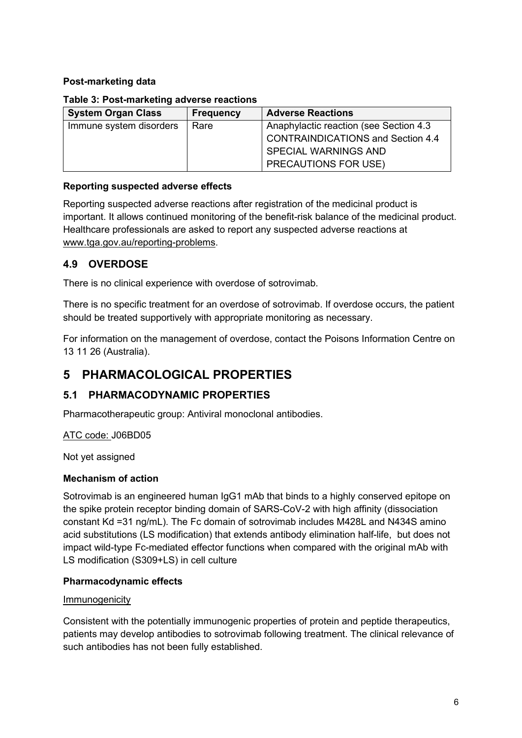**Post-marketing data**

**Table 3: Post-marketing adverse reactions**

| System Organ Class | Frequency | Adverse Reactions |
|---|---|---|
| Immune system disorders | Rare | Anaphylactic reaction (see Section 4.3 CONTRAINDICATIONS and Section 4.4 SPECIAL WARNINGS AND PRECAUTIONS FOR USE) |

**Reporting suspected adverse effects**

Reporting suspected adverse reactions after registration of the medicinal product is important. It allows continued monitoring of the benefit-risk balance of the medicinal product. Healthcare professionals are asked to report any suspected adverse reactions at www.tga.gov.au/reporting-problems.

## 4.9 OVERDOSE

There is no clinical experience with overdose of sotrovimab.

There is no specific treatment for an overdose of sotrovimab. If overdose occurs, the patient should be treated supportively with appropriate monitoring as necessary.

For information on the management of overdose, contact the Poisons Information Centre on 13 11 26 (Australia).

# 5 PHARMACOLOGICAL PROPERTIES

## 5.1 PHARMACODYNAMIC PROPERTIES

Pharmacotherapeutic group: Antiviral monoclonal antibodies.

ATC code: J06BD05

Not yet assigned

**Mechanism of action**

Sotrovimab is an engineered human IgG1 mAb that binds to a highly conserved epitope on the spike protein receptor binding domain of SARS-CoV-2 with high affinity (dissociation constant Kd =31 ng/mL). The Fc domain of sotrovimab includes M428L and N434S amino acid substitutions (LS modification) that extends antibody elimination half-life, but does not impact wild-type Fc-mediated effector functions when compared with the original mAb with LS modification (S309+LS) in cell culture

**Pharmacodynamic effects**

Immunogenicity

Consistent with the potentially immunogenic properties of protein and peptide therapeutics, patients may develop antibodies to sotrovimab following treatment. The clinical relevance of such antibodies has not been fully established.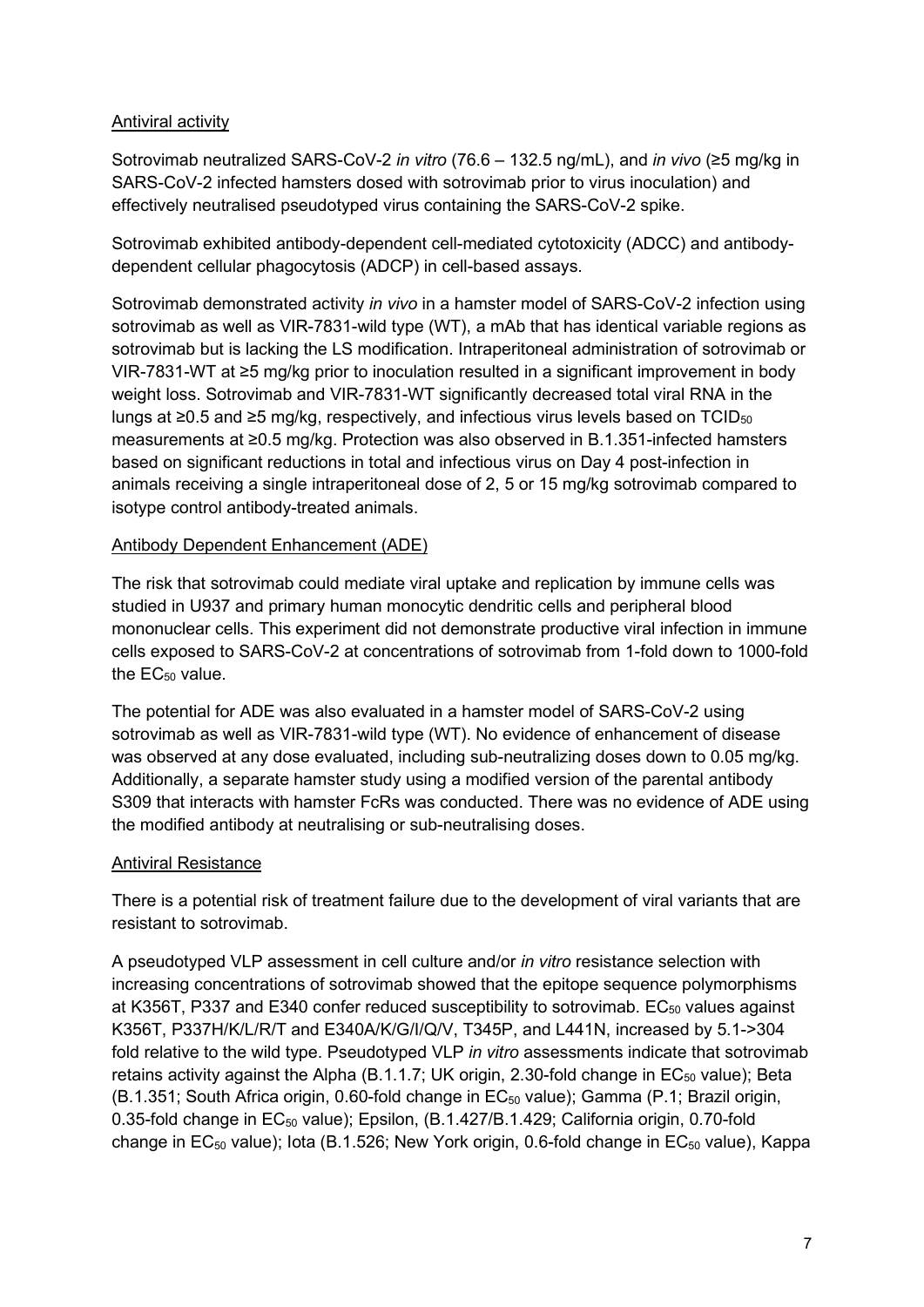Antiviral activity

Sotrovimab neutralized SARS-CoV-2 *in vitro* (76.6 – 132.5 ng/mL), and *in vivo* (≥5 mg/kg in SARS-CoV-2 infected hamsters dosed with sotrovimab prior to virus inoculation) and effectively neutralised pseudotyped virus containing the SARS-CoV-2 spike.

Sotrovimab exhibited antibody-dependent cell-mediated cytotoxicity (ADCC) and antibody-dependent cellular phagocytosis (ADCP) in cell-based assays.

Sotrovimab demonstrated activity *in vivo* in a hamster model of SARS-CoV-2 infection using sotrovimab as well as VIR-7831-wild type (WT), a mAb that has identical variable regions as sotrovimab but is lacking the LS modification. Intraperitoneal administration of sotrovimab or VIR-7831-WT at ≥5 mg/kg prior to inoculation resulted in a significant improvement in body weight loss. Sotrovimab and VIR-7831-WT significantly decreased total viral RNA in the lungs at ≥0.5 and ≥5 mg/kg, respectively, and infectious virus levels based on $TCID_{50}$ measurements at ≥0.5 mg/kg. Protection was also observed in B.1.351-infected hamsters based on significant reductions in total and infectious virus on Day 4 post-infection in animals receiving a single intraperitoneal dose of 2, 5 or 15 mg/kg sotrovimab compared to isotype control antibody-treated animals.

Antibody Dependent Enhancement (ADE)

The risk that sotrovimab could mediate viral uptake and replication by immune cells was studied in U937 and primary human monocytic dendritic cells and peripheral blood mononuclear cells. This experiment did not demonstrate productive viral infection in immune cells exposed to SARS-CoV-2 at concentrations of sotrovimab from 1-fold down to 1000-fold the $EC_{50}$ value.

The potential for ADE was also evaluated in a hamster model of SARS-CoV-2 using sotrovimab as well as VIR-7831-wild type (WT). No evidence of enhancement of disease was observed at any dose evaluated, including sub-neutralizing doses down to 0.05 mg/kg. Additionally, a separate hamster study using a modified version of the parental antibody S309 that interacts with hamster FcRs was conducted. There was no evidence of ADE using the modified antibody at neutralising or sub-neutralising doses.

Antiviral Resistance

There is a potential risk of treatment failure due to the development of viral variants that are resistant to sotrovimab.

A pseudotyped VLP assessment in cell culture and/or *in vitro* resistance selection with increasing concentrations of sotrovimab showed that the epitope sequence polymorphisms at K356T, P337 and E340 confer reduced susceptibility to sotrovimab. $EC_{50}$ values against K356T, P337H/K/L/R/T and E340A/K/G/I/Q/V, T345P, and L441N, increased by 5.1->304 fold relative to the wild type. Pseudotyped VLP *in vitro* assessments indicate that sotrovimab retains activity against the Alpha (B.1.1.7; UK origin, 2.30-fold change in $EC_{50}$ value); Beta (B.1.351; South Africa origin, 0.60-fold change in $EC_{50}$ value); Gamma (P.1; Brazil origin, 0.35-fold change in $EC_{50}$ value); Epsilon, (B.1.427/B.1.429; California origin, 0.70-fold change in $EC_{50}$ value); Iota (B.1.526; New York origin, 0.6-fold change in $EC_{50}$ value), Kappa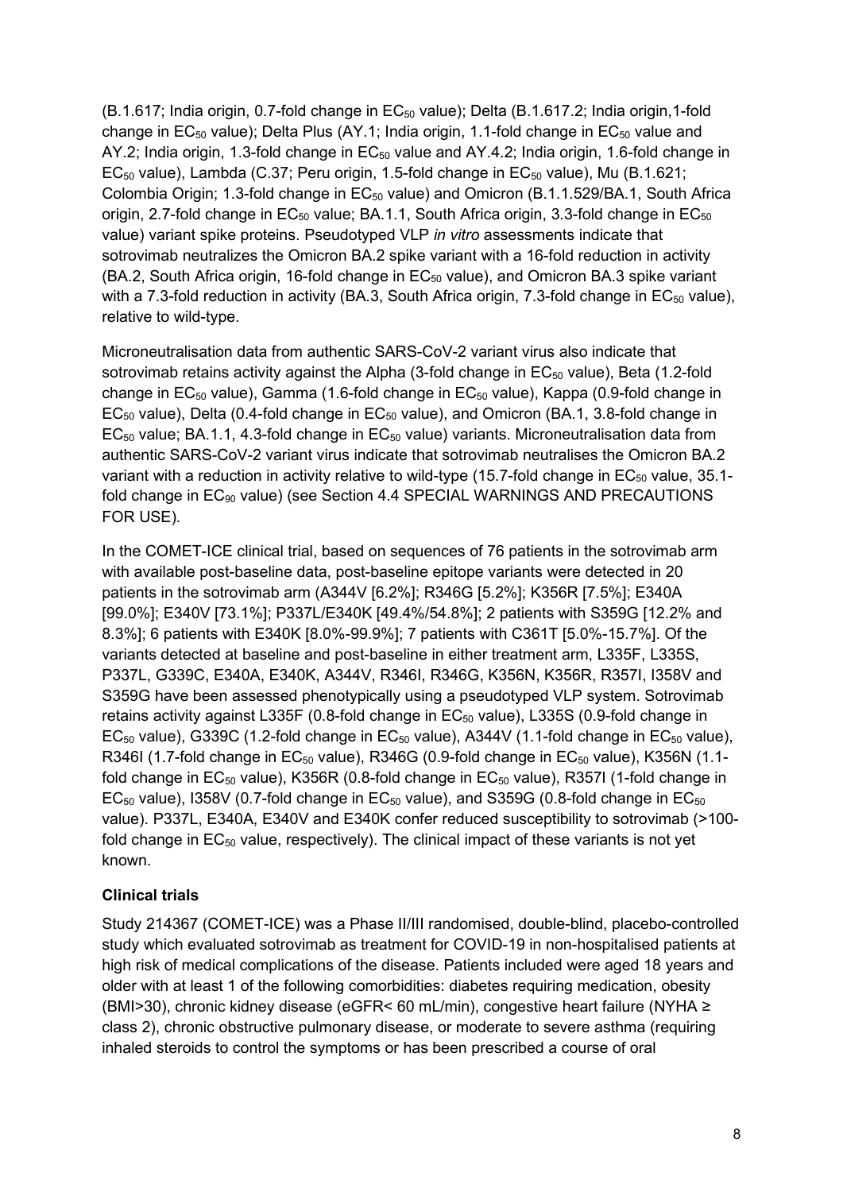(B.1.617; India origin, 0.7-fold change in $EC_{50}$ value); Delta (B.1.617.2; India origin,1-fold change in $EC_{50}$ value); Delta Plus (AY.1; India origin, 1.1-fold change in $EC_{50}$ value and AY.2; India origin, 1.3-fold change in $EC_{50}$ value and AY.4.2; India origin, 1.6-fold change in $EC_{50}$ value), Lambda (C.37; Peru origin, 1.5-fold change in $EC_{50}$ value), Mu (B.1.621; Colombia Origin; 1.3-fold change in $EC_{50}$ value) and Omicron (B.1.1.529/BA.1, South Africa origin, 2.7-fold change in $EC_{50}$ value; BA.1.1, South Africa origin, 3.3-fold change in $EC_{50}$ value) variant spike proteins. Pseudotyped VLP *in vitro* assessments indicate that sotrovimab neutralizes the Omicron BA.2 spike variant with a 16-fold reduction in activity (BA.2, South Africa origin, 16-fold change in $EC_{50}$ value), and Omicron BA.3 spike variant with a 7.3-fold reduction in activity (BA.3, South Africa origin, 7.3-fold change in $EC_{50}$ value), relative to wild-type.

Microneutralisation data from authentic SARS-CoV-2 variant virus also indicate that sotrovimab retains activity against the Alpha (3-fold change in $EC_{50}$ value), Beta (1.2-fold change in $EC_{50}$ value), Gamma (1.6-fold change in $EC_{50}$ value), Kappa (0.9-fold change in $EC_{50}$ value), Delta (0.4-fold change in $EC_{50}$ value), and Omicron (BA.1, 3.8-fold change in $EC_{50}$ value; BA.1.1, 4.3-fold change in $EC_{50}$ value) variants. Microneutralisation data from authentic SARS-CoV-2 variant virus indicate that sotrovimab neutralises the Omicron BA.2 variant with a reduction in activity relative to wild-type (15.7-fold change in $EC_{50}$ value, 35.1-fold change in $EC_{90}$ value) (see Section 4.4 SPECIAL WARNINGS AND PRECAUTIONS FOR USE).

In the COMET-ICE clinical trial, based on sequences of 76 patients in the sotrovimab arm with available post-baseline data, post-baseline epitope variants were detected in 20 patients in the sotrovimab arm (A344V [6.2%]; R346G [5.2%]; K356R [7.5%]; E340A [99.0%]; E340V [73.1%]; P337L/E340K [49.4%/54.8%]; 2 patients with S359G [12.2% and 8.3%]; 6 patients with E340K [8.0%-99.9%]; 7 patients with C361T [5.0%-15.7%]. Of the variants detected at baseline and post-baseline in either treatment arm, L335F, L335S, P337L, G339C, E340A, E340K, A344V, R346I, R346G, K356N, K356R, R357I, I358V and S359G have been assessed phenotypically using a pseudotyped VLP system. Sotrovimab retains activity against L335F (0.8-fold change in $EC_{50}$ value), L335S (0.9-fold change in $EC_{50}$ value), G339C (1.2-fold change in $EC_{50}$ value), A344V (1.1-fold change in $EC_{50}$ value), R346I (1.7-fold change in $EC_{50}$ value), R346G (0.9-fold change in $EC_{50}$ value), K356N (1.1-fold change in $EC_{50}$ value), K356R (0.8-fold change in $EC_{50}$ value), R357I (1-fold change in $EC_{50}$ value), I358V (0.7-fold change in $EC_{50}$ value), and S359G (0.8-fold change in $EC_{50}$ value). P337L, E340A, E340V and E340K confer reduced susceptibility to sotrovimab (>100-fold change in $EC_{50}$ value, respectively). The clinical impact of these variants is not yet known.

**Clinical trials**

Study 214367 (COMET-ICE) was a Phase II/III randomised, double-blind, placebo-controlled study which evaluated sotrovimab as treatment for COVID-19 in non-hospitalised patients at high risk of medical complications of the disease. Patients included were aged 18 years and older with at least 1 of the following comorbidities: diabetes requiring medication, obesity (BMI>30), chronic kidney disease (eGFR< 60 mL/min), congestive heart failure (NYHA ≥ class 2), chronic obstructive pulmonary disease, or moderate to severe asthma (requiring inhaled steroids to control the symptoms or has been prescribed a course of oral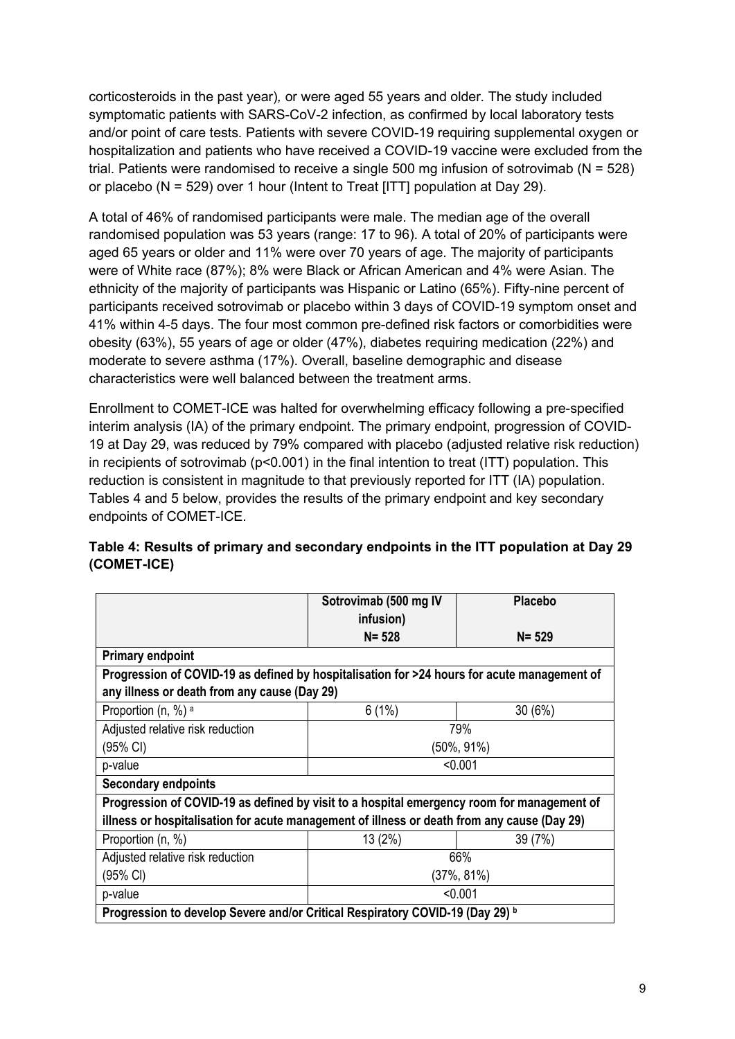corticosteroids in the past year), or were aged 55 years and older. The study included symptomatic patients with SARS-CoV-2 infection, as confirmed by local laboratory tests and/or point of care tests. Patients with severe COVID-19 requiring supplemental oxygen or hospitalization and patients who have received a COVID-19 vaccine were excluded from the trial. Patients were randomised to receive a single 500 mg infusion of sotrovimab (N = 528) or placebo (N = 529) over 1 hour (Intent to Treat [ITT] population at Day 29).

A total of 46% of randomised participants were male. The median age of the overall randomised population was 53 years (range: 17 to 96). A total of 20% of participants were aged 65 years or older and 11% were over 70 years of age. The majority of participants were of White race (87%); 8% were Black or African American and 4% were Asian. The ethnicity of the majority of participants was Hispanic or Latino (65%). Fifty-nine percent of participants received sotrovimab or placebo within 3 days of COVID-19 symptom onset and 41% within 4-5 days. The four most common pre-defined risk factors or comorbidities were obesity (63%), 55 years of age or older (47%), diabetes requiring medication (22%) and moderate to severe asthma (17%). Overall, baseline demographic and disease characteristics were well balanced between the treatment arms.

Enrollment to COMET-ICE was halted for overwhelming efficacy following a pre-specified interim analysis (IA) of the primary endpoint. The primary endpoint, progression of COVID-19 at Day 29, was reduced by 79% compared with placebo (adjusted relative risk reduction) in recipients of sotrovimab (p<0.001) in the final intention to treat (ITT) population. This reduction is consistent in magnitude to that previously reported for ITT (IA) population. Tables 4 and 5 below, provides the results of the primary endpoint and key secondary endpoints of COMET-ICE.

**Table 4: Results of primary and secondary endpoints in the ITT population at Day 29 (COMET-ICE)**

| | Sotrovimab (500 mg IV infusion) N= 528 | Placebo N= 529 |
|---|---|---|
| **Primary endpoint** | | |
| **Progression of COVID-19 as defined by hospitalisation for >24 hours for acute management of any illness or death from any cause (Day 29)** | | |
| Proportion (n, %) [a] | 6 (1%) | 30 (6%) |
| Adjusted relative risk reduction (95% CI) | 79% (50%, 91%) | |
| p-value | <0.001 | |
| **Secondary endpoints** | | |
| **Progression of COVID-19 as defined by visit to a hospital emergency room for management of illness or hospitalisation for acute management of illness or death from any cause (Day 29)** | | |
| Proportion (n, %) | 13 (2%) | 39 (7%) |
| Adjusted relative risk reduction (95% CI) | 66% (37%, 81%) | |
| p-value | <0.001 | |
| **Progression to develop Severe and/or Critical Respiratory COVID-19 (Day 29) [b]** | | |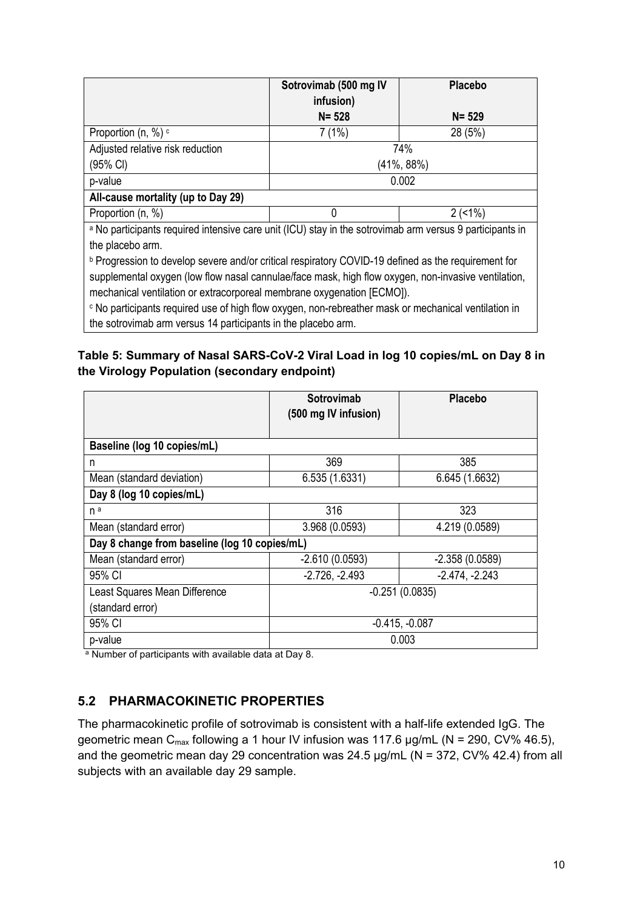| | Sotrovimab (500 mg IV infusion) N= 528 | Placebo N= 529 |
|---|---|---|
| Proportion (n, %) [c] | 7 (1%) | 28 (5%) |
| Adjusted relative risk reduction (95% CI) | 74% (41%, 88%) | |
| p-value | 0.002 | |
| **All-cause mortality (up to Day 29)** | | |
| Proportion (n, %) | 0 | 2 (<1%) |

[a] No participants required intensive care unit (ICU) stay in the sotrovimab arm versus 9 participants in the placebo arm.

[b] Progression to develop severe and/or critical respiratory COVID-19 defined as the requirement for supplemental oxygen (low flow nasal cannulae/face mask, high flow oxygen, non-invasive ventilation, mechanical ventilation or extracorporeal membrane oxygenation [ECMO]).

[c] No participants required use of high flow oxygen, non-rebreather mask or mechanical ventilation in the sotrovimab arm versus 14 participants in the placebo arm.

**Table 5: Summary of Nasal SARS-CoV-2 Viral Load in log 10 copies/mL on Day 8 in the Virology Population (secondary endpoint)**

| | Sotrovimab (500 mg IV infusion) | Placebo |
|---|---|---|
| **Baseline (log 10 copies/mL)** | | |
| n | 369 | 385 |
| Mean (standard deviation) | 6.535 (1.6331) | 6.645 (1.6632) |
| **Day 8 (log 10 copies/mL)** | | |
| n [a] | 316 | 323 |
| Mean (standard error) | 3.968 (0.0593) | 4.219 (0.0589) |
| **Day 8 change from baseline (log 10 copies/mL)** | | |
| Mean (standard error) | -2.610 (0.0593) | -2.358 (0.0589) |
| 95% CI | -2.726, -2.493 | -2.474, -2.243 |
| Least Squares Mean Difference (standard error) | -0.251 (0.0835) | |
| 95% CI | -0.415, -0.087 | |
| p-value | 0.003 | |

[a] Number of participants with available data at Day 8.

## 5.2 PHARMACOKINETIC PROPERTIES

The pharmacokinetic profile of sotrovimab is consistent with a half-life extended IgG. The geometric mean $C_{max}$ following a 1 hour IV infusion was 117.6 µg/mL (N = 290, CV% 46.5), and the geometric mean day 29 concentration was 24.5 µg/mL (N = 372, CV% 42.4) from all subjects with an available day 29 sample.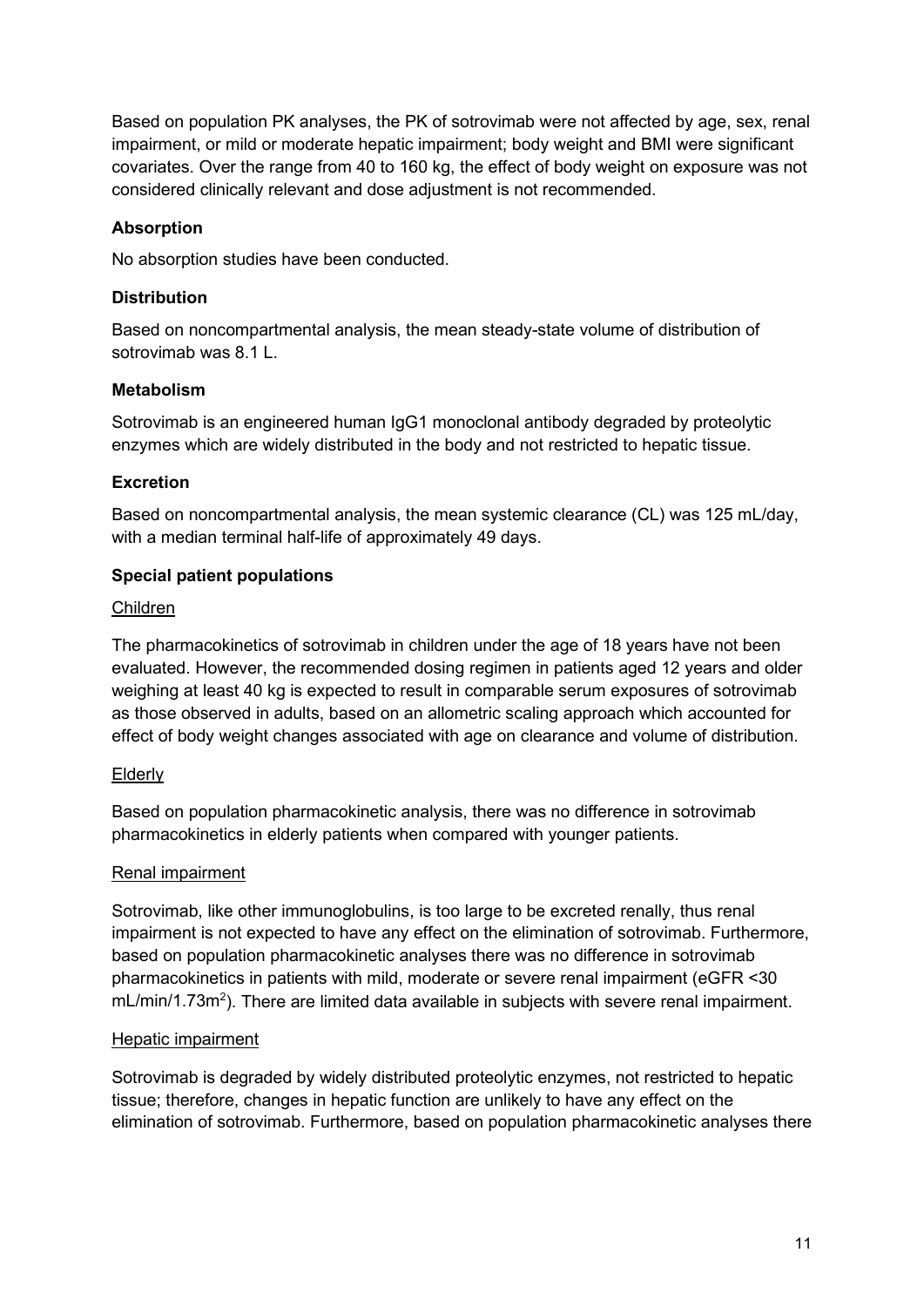Based on population PK analyses, the PK of sotrovimab were not affected by age, sex, renal impairment, or mild or moderate hepatic impairment; body weight and BMI were significant covariates. Over the range from 40 to 160 kg, the effect of body weight on exposure was not considered clinically relevant and dose adjustment is not recommended.

**Absorption**

No absorption studies have been conducted.

**Distribution**

Based on noncompartmental analysis, the mean steady-state volume of distribution of sotrovimab was 8.1 L.

**Metabolism**

Sotrovimab is an engineered human IgG1 monoclonal antibody degraded by proteolytic enzymes which are widely distributed in the body and not restricted to hepatic tissue.

**Excretion**

Based on noncompartmental analysis, the mean systemic clearance (CL) was 125 mL/day, with a median terminal half-life of approximately 49 days.

**Special patient populations**

Children

The pharmacokinetics of sotrovimab in children under the age of 18 years have not been evaluated. However, the recommended dosing regimen in patients aged 12 years and older weighing at least 40 kg is expected to result in comparable serum exposures of sotrovimab as those observed in adults, based on an allometric scaling approach which accounted for effect of body weight changes associated with age on clearance and volume of distribution.

Elderly

Based on population pharmacokinetic analysis, there was no difference in sotrovimab pharmacokinetics in elderly patients when compared with younger patients.

Renal impairment

Sotrovimab, like other immunoglobulins, is too large to be excreted renally, thus renal impairment is not expected to have any effect on the elimination of sotrovimab. Furthermore, based on population pharmacokinetic analyses there was no difference in sotrovimab pharmacokinetics in patients with mild, moderate or severe renal impairment (eGFR <30 mL/min/1.73m$^2$). There are limited data available in subjects with severe renal impairment.

Hepatic impairment

Sotrovimab is degraded by widely distributed proteolytic enzymes, not restricted to hepatic tissue; therefore, changes in hepatic function are unlikely to have any effect on the elimination of sotrovimab. Furthermore, based on population pharmacokinetic analyses there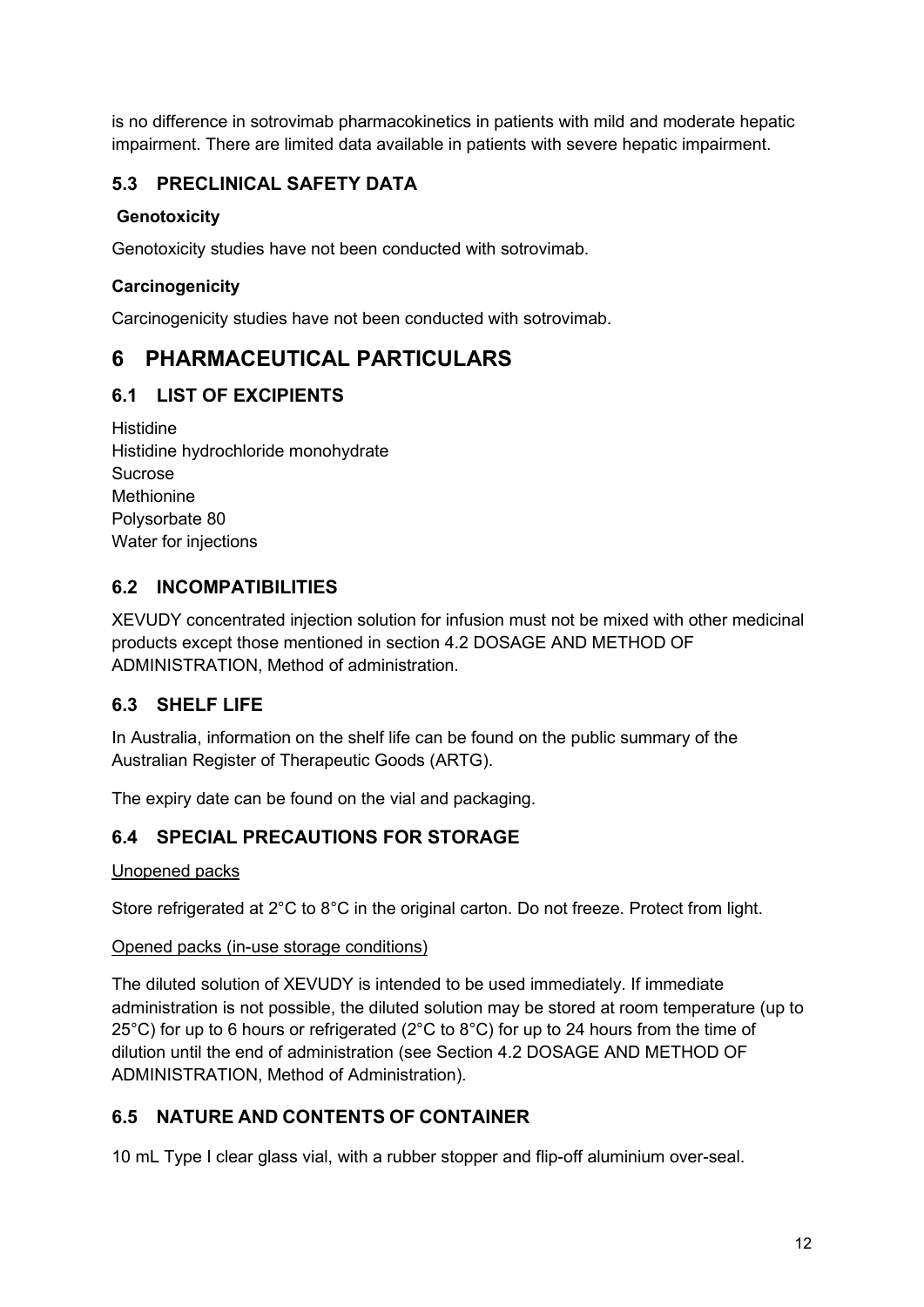is no difference in sotrovimab pharmacokinetics in patients with mild and moderate hepatic impairment. There are limited data available in patients with severe hepatic impairment.

### 5.3 PRECLINICAL SAFETY DATA

**Genotoxicity**

Genotoxicity studies have not been conducted with sotrovimab.

**Carcinogenicity**

Carcinogenicity studies have not been conducted with sotrovimab.

## 6 PHARMACEUTICAL PARTICULARS

### 6.1 LIST OF EXCIPIENTS

Histidine
Histidine hydrochloride monohydrate
Sucrose
Methionine
Polysorbate 80
Water for injections

### 6.2 INCOMPATIBILITIES

XEVUDY concentrated injection solution for infusion must not be mixed with other medicinal products except those mentioned in section 4.2 DOSAGE AND METHOD OF ADMINISTRATION, Method of administration.

### 6.3 SHELF LIFE

In Australia, information on the shelf life can be found on the public summary of the Australian Register of Therapeutic Goods (ARTG).

The expiry date can be found on the vial and packaging.

### 6.4 SPECIAL PRECAUTIONS FOR STORAGE

Unopened packs

Store refrigerated at 2°C to 8°C in the original carton. Do not freeze. Protect from light.

Opened packs (in-use storage conditions)

The diluted solution of XEVUDY is intended to be used immediately. If immediate administration is not possible, the diluted solution may be stored at room temperature (up to 25°C) for up to 6 hours or refrigerated (2°C to 8°C) for up to 24 hours from the time of dilution until the end of administration (see Section 4.2 DOSAGE AND METHOD OF ADMINISTRATION, Method of Administration).

### 6.5 NATURE AND CONTENTS OF CONTAINER

10 mL Type I clear glass vial, with a rubber stopper and flip-off aluminium over-seal.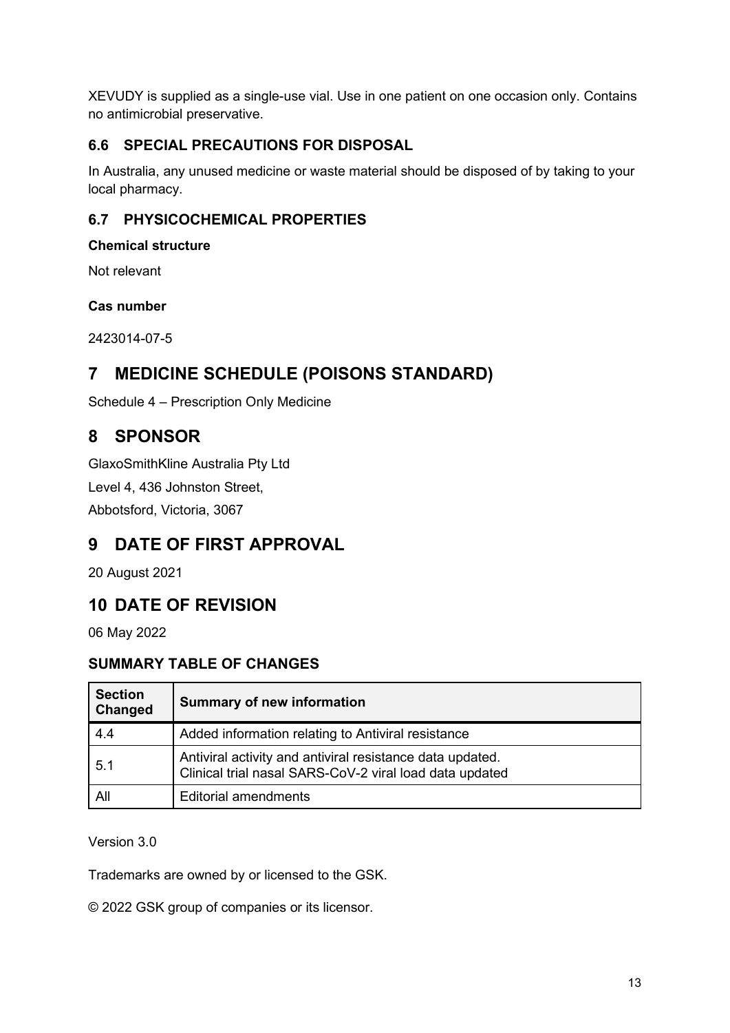XEVUDY is supplied as a single-use vial. Use in one patient on one occasion only. Contains no antimicrobial preservative.

### 6.6 SPECIAL PRECAUTIONS FOR DISPOSAL

In Australia, any unused medicine or waste material should be disposed of by taking to your local pharmacy.

### 6.7 PHYSICOCHEMICAL PROPERTIES

**Chemical structure**

Not relevant

**Cas number**

2423014-07-5

## 7 MEDICINE SCHEDULE (POISONS STANDARD)

Schedule 4 – Prescription Only Medicine

## 8 SPONSOR

GlaxoSmithKline Australia Pty Ltd

Level 4, 436 Johnston Street,

Abbotsford, Victoria, 3067

## 9 DATE OF FIRST APPROVAL

20 August 2021

## 10 DATE OF REVISION

06 May 2022

### SUMMARY TABLE OF CHANGES

| Section Changed | Summary of new information |
|---|---|
| 4.4 | Added information relating to Antiviral resistance |
| 5.1 | Antiviral activity and antiviral resistance data updated.<br>Clinical trial nasal SARS-CoV-2 viral load data updated |
| All | Editorial amendments |

Version 3.0

Trademarks are owned by or licensed to the GSK.

© 2022 GSK group of companies or its licensor.